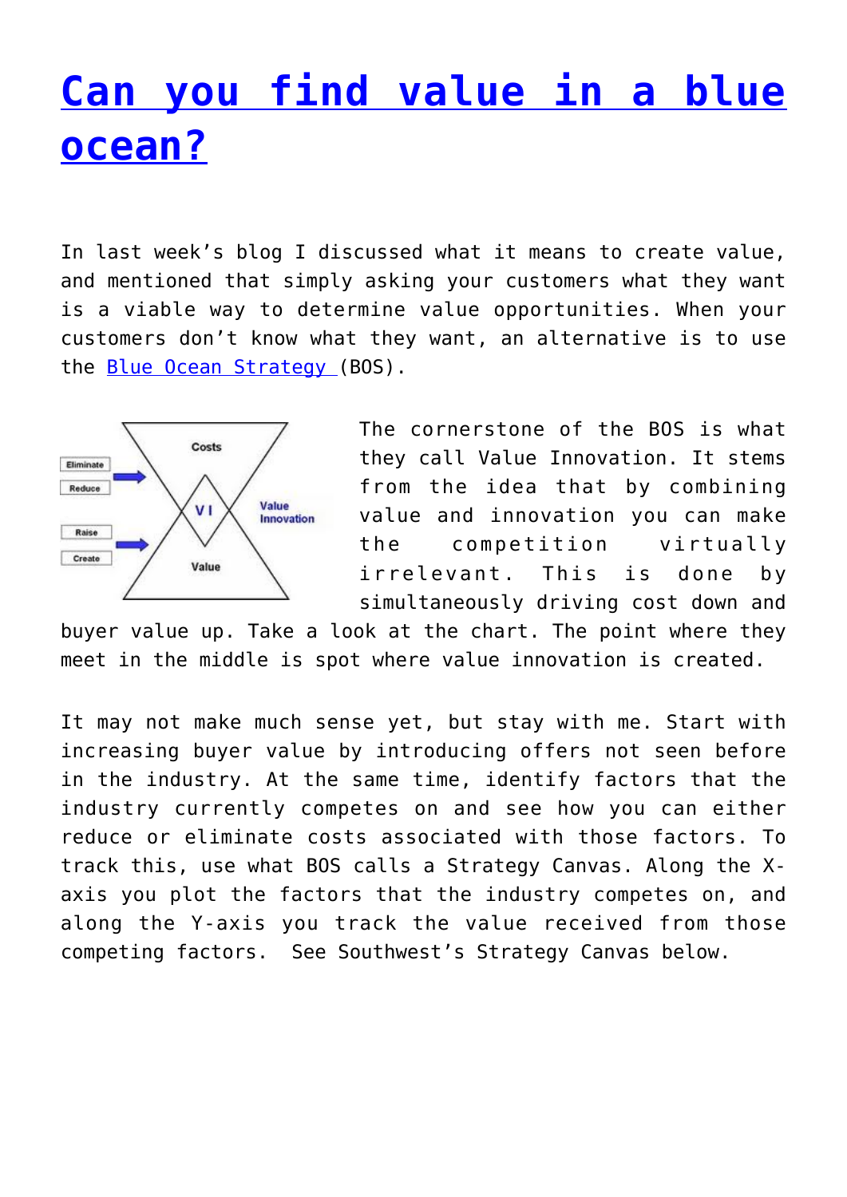# [Can you find value in a blue ocean?]()

In last week's blog I discussed what it means to create value, and mentioned that simply asking your customers what they want is a viable way to determine value opportunities. When your customers don't know what they want, an alternative is to use the [Blue Ocean Strategy ]()(BOS).

The cornerstone of the BOS is what they call Value Innovation. It stems from the idea that by combining value and innovation you can make the competition virtually irrelevant. This is done by simultaneously driving cost down and buyer value up. Take a look at the chart. The point where they meet in the middle is spot where value innovation is created.

It may not make much sense yet, but stay with me. Start with increasing buyer value by introducing offers not seen before in the industry. At the same time, identify factors that the industry currently competes on and see how you can either reduce or eliminate costs associated with those factors. To track this, use what BOS calls a Strategy Canvas. Along the X-axis you plot the factors that the industry competes on, and along the Y-axis you track the value received from those competing factors. See Southwest's Strategy Canvas below.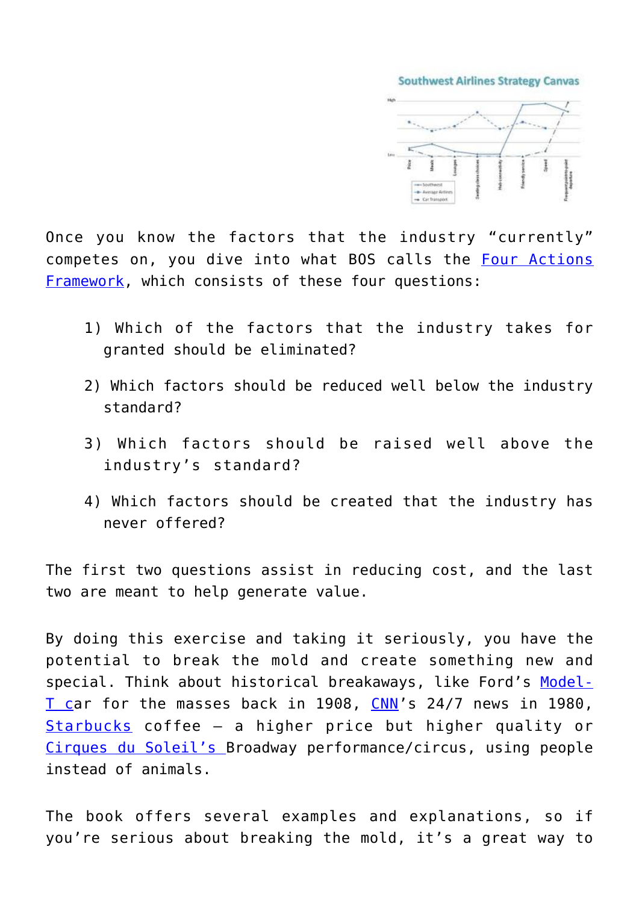Once you know the factors that the industry "currently" competes on, you dive into what BOS calls the Four Actions Framework, which consists of these four questions:

1) Which of the factors that the industry takes for granted should be eliminated?

2) Which factors should be reduced well below the industry standard?

3) Which factors should be raised well above the industry's standard?

4) Which factors should be created that the industry has never offered?

The first two questions assist in reducing cost, and the last two are meant to help generate value.

By doing this exercise and taking it seriously, you have the potential to break the mold and create something new and special. Think about historical breakaways, like Ford's Model-T car for the masses back in 1908, CNN's 24/7 news in 1980, Starbucks coffee – a higher price but higher quality or Cirques du Soleil's Broadway performance/circus, using people instead of animals.

The book offers several examples and explanations, so if you're serious about breaking the mold, it's a great way to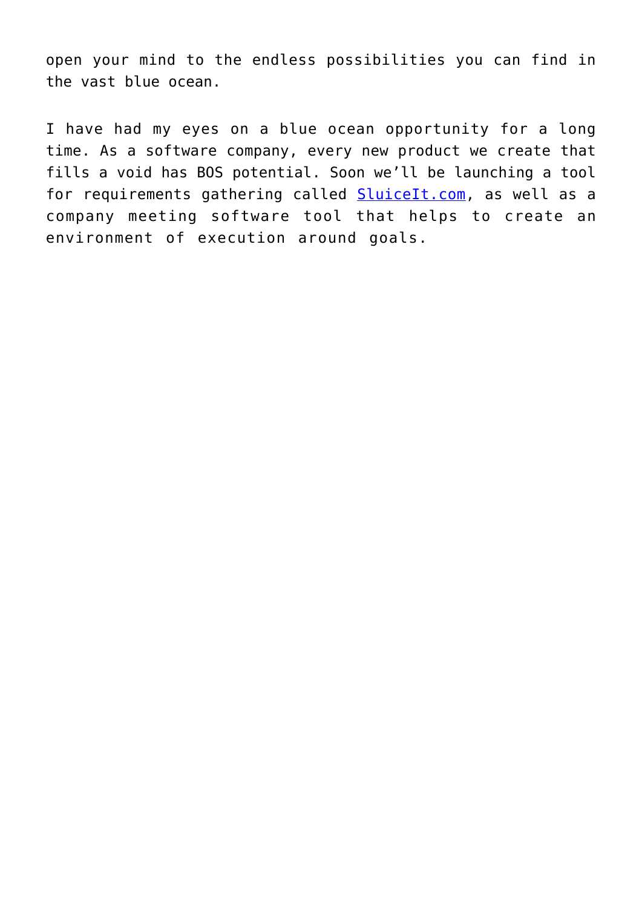open your mind to the endless possibilities you can find in the vast blue ocean.

I have had my eyes on a blue ocean opportunity for a long time. As a software company, every new product we create that fills a void has BOS potential. Soon we'll be launching a tool for requirements gathering called SluiceIt.com, as well as a company meeting software tool that helps to create an environment of execution around goals.